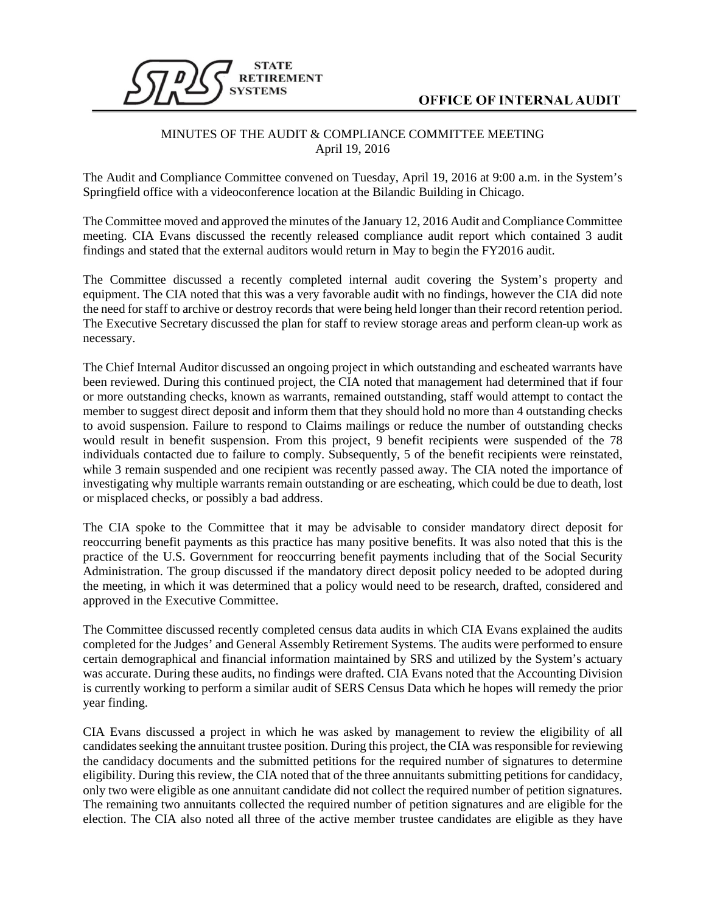STATE RETIREMENT SYSTEMS

OFFICE OF INTERNAL AUDIT

MINUTES OF THE AUDIT & COMPLIANCE COMMITTEE MEETING
April 19, 2016

The Audit and Compliance Committee convened on Tuesday, April 19, 2016 at 9:00 a.m. in the System's Springfield office with a videoconference location at the Bilandic Building in Chicago.

The Committee moved and approved the minutes of the January 12, 2016 Audit and Compliance Committee meeting. CIA Evans discussed the recently released compliance audit report which contained 3 audit findings and stated that the external auditors would return in May to begin the FY2016 audit.

The Committee discussed a recently completed internal audit covering the System's property and equipment. The CIA noted that this was a very favorable audit with no findings, however the CIA did note the need for staff to archive or destroy records that were being held longer than their record retention period. The Executive Secretary discussed the plan for staff to review storage areas and perform clean-up work as necessary.

The Chief Internal Auditor discussed an ongoing project in which outstanding and escheated warrants have been reviewed. During this continued project, the CIA noted that management had determined that if four or more outstanding checks, known as warrants, remained outstanding, staff would attempt to contact the member to suggest direct deposit and inform them that they should hold no more than 4 outstanding checks to avoid suspension. Failure to respond to Claims mailings or reduce the number of outstanding checks would result in benefit suspension. From this project, 9 benefit recipients were suspended of the 78 individuals contacted due to failure to comply. Subsequently, 5 of the benefit recipients were reinstated, while 3 remain suspended and one recipient was recently passed away. The CIA noted the importance of investigating why multiple warrants remain outstanding or are escheating, which could be due to death, lost or misplaced checks, or possibly a bad address.

The CIA spoke to the Committee that it may be advisable to consider mandatory direct deposit for reoccurring benefit payments as this practice has many positive benefits. It was also noted that this is the practice of the U.S. Government for reoccurring benefit payments including that of the Social Security Administration. The group discussed if the mandatory direct deposit policy needed to be adopted during the meeting, in which it was determined that a policy would need to be research, drafted, considered and approved in the Executive Committee.

The Committee discussed recently completed census data audits in which CIA Evans explained the audits completed for the Judges' and General Assembly Retirement Systems. The audits were performed to ensure certain demographical and financial information maintained by SRS and utilized by the System's actuary was accurate. During these audits, no findings were drafted. CIA Evans noted that the Accounting Division is currently working to perform a similar audit of SERS Census Data which he hopes will remedy the prior year finding.

CIA Evans discussed a project in which he was asked by management to review the eligibility of all candidates seeking the annuitant trustee position. During this project, the CIA was responsible for reviewing the candidacy documents and the submitted petitions for the required number of signatures to determine eligibility. During this review, the CIA noted that of the three annuitants submitting petitions for candidacy, only two were eligible as one annuitant candidate did not collect the required number of petition signatures. The remaining two annuitants collected the required number of petition signatures and are eligible for the election. The CIA also noted all three of the active member trustee candidates are eligible as they have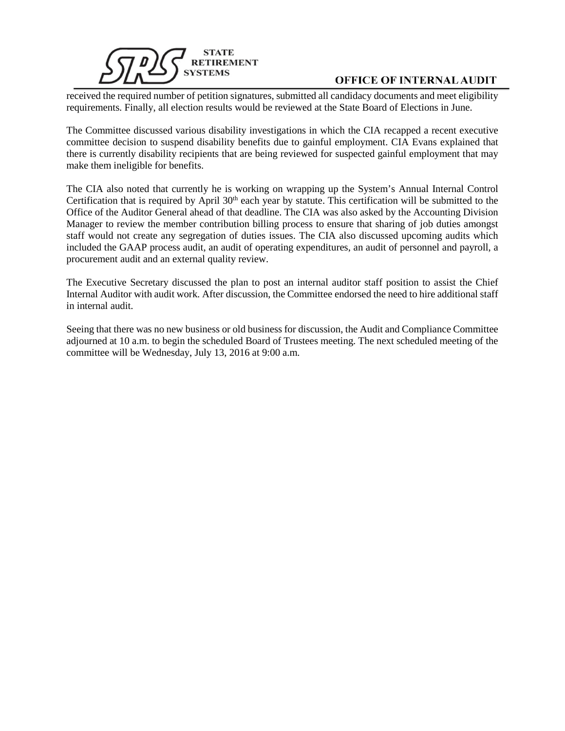received the required number of petition signatures, submitted all candidacy documents and meet eligibility requirements. Finally, all election results would be reviewed at the State Board of Elections in June.

The Committee discussed various disability investigations in which the CIA recapped a recent executive committee decision to suspend disability benefits due to gainful employment. CIA Evans explained that there is currently disability recipients that are being reviewed for suspected gainful employment that may make them ineligible for benefits.

The CIA also noted that currently he is working on wrapping up the System's Annual Internal Control Certification that is required by April 30th each year by statute. This certification will be submitted to the Office of the Auditor General ahead of that deadline. The CIA was also asked by the Accounting Division Manager to review the member contribution billing process to ensure that sharing of job duties amongst staff would not create any segregation of duties issues. The CIA also discussed upcoming audits which included the GAAP process audit, an audit of operating expenditures, an audit of personnel and payroll, a procurement audit and an external quality review.

The Executive Secretary discussed the plan to post an internal auditor staff position to assist the Chief Internal Auditor with audit work. After discussion, the Committee endorsed the need to hire additional staff in internal audit.

Seeing that there was no new business or old business for discussion, the Audit and Compliance Committee adjourned at 10 a.m. to begin the scheduled Board of Trustees meeting. The next scheduled meeting of the committee will be Wednesday, July 13, 2016 at 9:00 a.m.